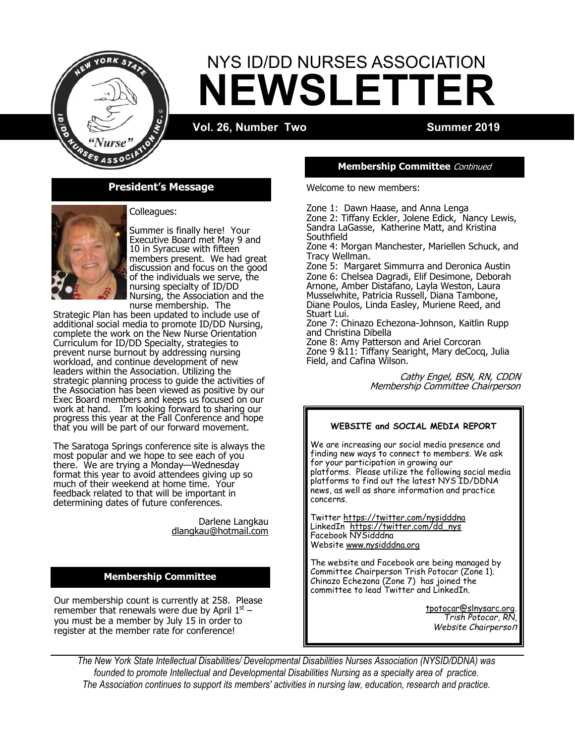# NYS ID/DD NURSES ASSOCIATION NEWSLETTER

**Vol. 26, Number Two** **Summer 2019**

## President's Message

Colleagues:

Summer is finally here! Your Executive Board met May 9 and 10 in Syracuse with fifteen members present. We had great discussion and focus on the good of the individuals we serve, the nursing specialty of ID/DD Nursing, the Association and the nurse membership. The Strategic Plan has been updated to include use of additional social media to promote ID/DD Nursing, complete the work on the New Nurse Orientation Curriculum for ID/DD Specialty, strategies to prevent nurse burnout by addressing nursing workload, and continue development of new leaders within the Association. Utilizing the strategic planning process to guide the activities of the Association has been viewed as positive by our Exec Board members and keeps us focused on our work at hand. I'm looking forward to sharing our progress this year at the Fall Conference and hope that you will be part of our forward movement.

The Saratoga Springs conference site is always the most popular and we hope to see each of you there. We are trying a Monday—Wednesday format this year to avoid attendees giving up so much of their weekend at home time. Your feedback related to that will be important in determining dates of future conferences.

Darlene Langkau
dlangkau@hotmail.com

## Membership Committee

Our membership count is currently at 258. Please remember that renewals were due by April 1st – you must be a member by July 15 in order to register at the member rate for conference!

## Membership Committee *Continued*

Welcome to new members:

Zone 1: Dawn Haase, and Anna Lenga
Zone 2: Tiffany Eckler, Jolene Edick, Nancy Lewis, Sandra LaGasse, Katherine Matt, and Kristina Southfield
Zone 4: Morgan Manchester, Mariellen Schuck, and Tracy Wellman.
Zone 5: Margaret Simmurra and Deronica Austin
Zone 6: Chelsea Dagradi, Elif Desimone, Deborah Arnone, Amber Distafano, Layla Weston, Laura Musselwhite, Patricia Russell, Diana Tambone, Diane Poulos, Linda Easley, Muriene Reed, and Stuart Lui.
Zone 7: Chinazo Echezona-Johnson, Kaitlin Rupp and Christina Dibella
Zone 8: Amy Patterson and Ariel Corcoran
Zone 9 &11: Tiffany Searight, Mary deCocq, Julia Field, and Cafina Wilson.

*Cathy Engel, BSN, RN, CDDN*
*Membership Committee Chairperson*

### WEBSITE and SOCIAL MEDIA REPORT

We are increasing our social media presence and finding new ways to connect to members. We ask for your participation in growing our platforms. Please utilize the following social media platforms to find out the latest NYS ID/DDNA news, as well as share information and practice concerns.

Twitter https://twitter.com/nysidddna
LinkedIn https://twitter.com/dd_nys
Facebook NYSidddna
Website www.nysidddna.org

The website and Facebook are being managed by Committee Chairperson Trish Potocar (Zone 1). Chinazo Echezona (Zone 7) has joined the committee to lead Twitter and LinkedIn.

tpotocar@slnysarc.org.
*Trish Potocar, RN,*
*Website Chairperson*

---

*The New York State Intellectual Disabilities/ Developmental Disabilities Nurses Association (NYSID/DDNA) was founded to promote Intellectual and Developmental Disabilities Nursing as a specialty area of practice. The Association continues to support its members' activities in nursing law, education, research and practice.*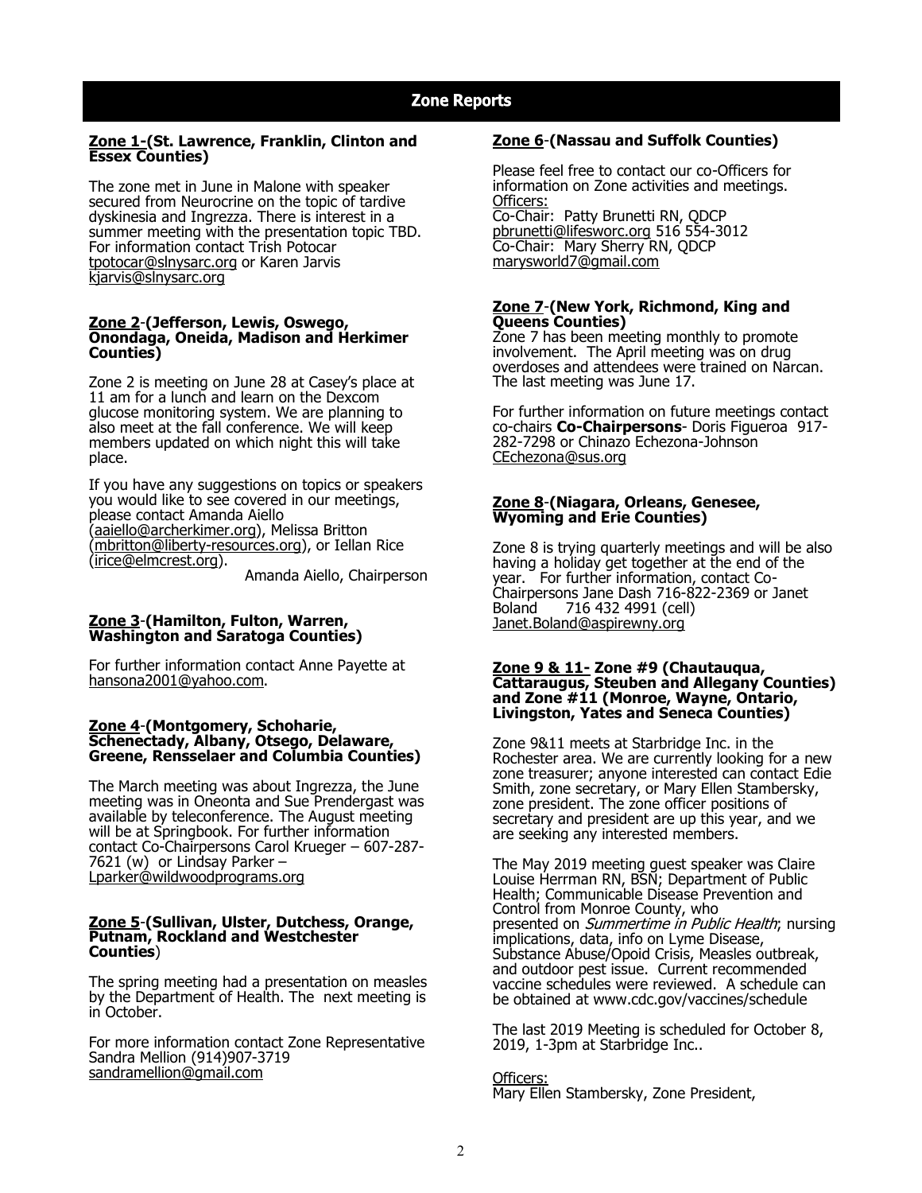## Zone Reports

**Zone 1-(St. Lawrence, Franklin, Clinton and Essex Counties)**

The zone met in June in Malone with speaker secured from Neurocrine on the topic of tardive dyskinesia and Ingrezza. There is interest in a summer meeting with the presentation topic TBD. For information contact Trish Potocar tpotocar@slnysarc.org or Karen Jarvis kjarvis@slnysarc.org

**Zone 2-(Jefferson, Lewis, Oswego, Onondaga, Oneida, Madison and Herkimer Counties)**

Zone 2 is meeting on June 28 at Casey's place at 11 am for a lunch and learn on the Dexcom glucose monitoring system. We are planning to also meet at the fall conference. We will keep members updated on which night this will take place.

If you have any suggestions on topics or speakers you would like to see covered in our meetings, please contact Amanda Aiello (aaiello@archerkimer.org), Melissa Britton (mbritton@liberty-resources.org), or Iellan Rice (irice@elmcrest.org).

Amanda Aiello, Chairperson

**Zone 3-(Hamilton, Fulton, Warren, Washington and Saratoga Counties)**

For further information contact Anne Payette at hansona2001@yahoo.com.

**Zone 4-(Montgomery, Schoharie, Schenectady, Albany, Otsego, Delaware, Greene, Rensselaer and Columbia Counties)**

The March meeting was about Ingrezza, the June meeting was in Oneonta and Sue Prendergast was available by teleconference. The August meeting will be at Springbook. For further information contact Co-Chairpersons Carol Krueger – 607-287-7621 (w) or Lindsay Parker – Lparker@wildwoodprograms.org

**Zone 5-(Sullivan, Ulster, Dutchess, Orange, Putnam, Rockland and Westchester Counties)**

The spring meeting had a presentation on measles by the Department of Health. The next meeting is in October.

For more information contact Zone Representative Sandra Mellion (914)907-3719 sandramellion@gmail.com

**Zone 6-(Nassau and Suffolk Counties)**

Please feel free to contact our co-Officers for information on Zone activities and meetings.

Officers:
Co-Chair: Patty Brunetti RN, QDCP pbrunetti@lifesworc.org 516 554-3012
Co-Chair: Mary Sherry RN, QDCP marysworld7@gmail.com

**Zone 7-(New York, Richmond, King and Queens Counties)**

Zone 7 has been meeting monthly to promote involvement. The April meeting was on drug overdoses and attendees were trained on Narcan. The last meeting was June 17.

For further information on future meetings contact co-chairs **Co-Chairpersons**- Doris Figueroa 917-282-7298 or Chinazo Echezona-Johnson CEchezona@sus.org

**Zone 8-(Niagara, Orleans, Genesee, Wyoming and Erie Counties)**

Zone 8 is trying quarterly meetings and will be also having a holiday get together at the end of the year. For further information, contact Co-Chairpersons Jane Dash 716-822-2369 or Janet Boland 716 432 4991 (cell) Janet.Boland@aspirewny.org

**Zone 9 & 11- Zone #9 (Chautauqua, Cattaraugus, Steuben and Allegany Counties) and Zone #11 (Monroe, Wayne, Ontario, Livingston, Yates and Seneca Counties)**

Zone 9&11 meets at Starbridge Inc. in the Rochester area. We are currently looking for a new zone treasurer; anyone interested can contact Edie Smith, zone secretary, or Mary Ellen Stambersky, zone president. The zone officer positions of secretary and president are up this year, and we are seeking any interested members.

The May 2019 meeting guest speaker was Claire Louise Herrman RN, BSN; Department of Public Health; Communicable Disease Prevention and Control from Monroe County, who presented on *Summertime in Public Health*; nursing implications, data, info on Lyme Disease, Substance Abuse/Opoid Crisis, Measles outbreak, and outdoor pest issue. Current recommended vaccine schedules were reviewed. A schedule can be obtained at www.cdc.gov/vaccines/schedule

The last 2019 Meeting is scheduled for October 8, 2019, 1-3pm at Starbridge Inc..

Officers:
Mary Ellen Stambersky, Zone President,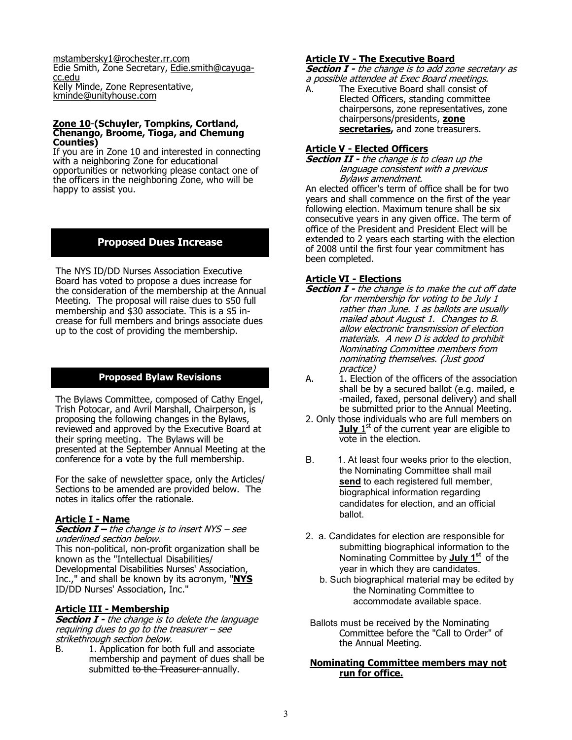mstambersky1@rochester.rr.com
Edie Smith, Zone Secretary, Edie.smith@cayuga-cc.edu
Kelly Minde, Zone Representative, kminde@unityhouse.com

**<u>Zone 10</u>-(Schuyler, Tompkins, Cortland, Chenango, Broome, Tioga, and Chemung Counties)**
If you are in Zone 10 and interested in connecting with a neighboring Zone for educational opportunities or networking please contact one of the officers in the neighboring Zone, who will be happy to assist you.

## Proposed Dues Increase

The NYS ID/DD Nurses Association Executive Board has voted to propose a dues increase for the consideration of the membership at the Annual Meeting. The proposal will raise dues to $50 full membership and $30 associate. This is a $5 increase for full members and brings associate dues up to the cost of providing the membership.

## Proposed Bylaw Revisions

The Bylaws Committee, composed of Cathy Engel, Trish Potocar, and Avril Marshall, Chairperson, is proposing the following changes in the Bylaws, reviewed and approved by the Executive Board at their spring meeting. The Bylaws will be presented at the September Annual Meeting at the conference for a vote by the full membership.

For the sake of newsletter space, only the Articles/Sections to be amended are provided below. The notes in italics offer the rationale.

### <u>Article I - Name</u>

***Section I –*** *the change is to insert NYS – see underlined section below.*
This non-political, non-profit organization shall be known as the "Intellectual Disabilities/ Developmental Disabilities Nurses' Association, Inc.," and shall be known by its acronym, "**<u>NYS</u>** ID/DD Nurses' Association, Inc."

### <u>Article III - Membership</u>

***Section I -*** *the change is to delete the language requiring dues to go to the treasurer – see strikethrough section below.*
B. 1. Application for both full and associate membership and payment of dues shall be submitted ~~to the Treasurer~~ annually.

### <u>Article IV - The Executive Board</u>

***Section I -*** *the change is to add zone secretary as a possible attendee at Exec Board meetings.*
A. The Executive Board shall consist of Elected Officers, standing committee chairpersons, zone representatives, zone chairpersons/presidents, **<u>zone secretaries,</u>** and zone treasurers.

### <u>Article V - Elected Officers</u>

***Section II -*** *the change is to clean up the language consistent with a previous Bylaws amendment.*
An elected officer's term of office shall be for two years and shall commence on the first of the year following election. Maximum tenure shall be six consecutive years in any given office. The term of office of the President and President Elect will be extended to 2 years each starting with the election of 2008 until the first four year commitment has been completed.

### <u>Article VI - Elections</u>

***Section I -*** *the change is to make the cut off date for membership for voting to be July 1 rather than June. 1 as ballots are usually mailed about August 1. Changes to B. allow electronic transmission of election materials. A new D is added to prohibit Nominating Committee members from nominating themselves. (Just good practice)*

A. 1. Election of the officers of the association shall be by a secured ballot (e.g. mailed, e-mailed, faxed, personal delivery) and shall be submitted prior to the Annual Meeting.
2. Only those individuals who are full members on **<u>July</u>** 1st of the current year are eligible to vote in the election.

B. 1. At least four weeks prior to the election, the Nominating Committee shall mail **<u>send</u>** to each registered full member, biographical information regarding candidates for election, and an official ballot.

2. a. Candidates for election are responsible for submitting biographical information to the Nominating Committee by **<u>July 1st</u>** of the year in which they are candidates.
   b. Such biographical material may be edited by the Nominating Committee to accommodate available space.

Ballots must be received by the Nominating Committee before the "Call to Order" of the Annual Meeting.

**<u>Nominating Committee members may not run for office.</u>**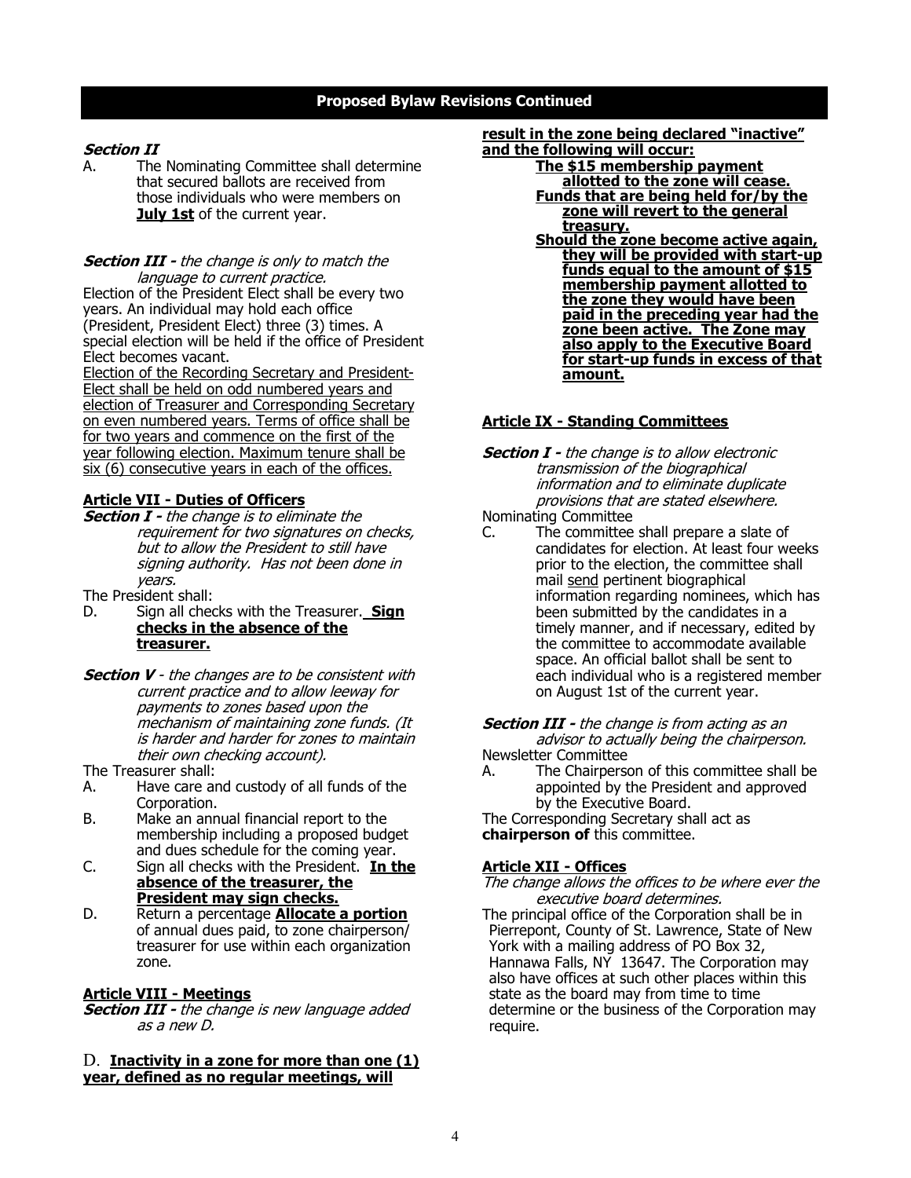## Proposed Bylaw Revisions Continued

***Section II***

A. The Nominating Committee shall determine that secured ballots are received from those individuals who were members on **July 1st** of the current year.

***Section III -*** *the change is only to match the language to current practice.*

Election of the President Elect shall be every two years. An individual may hold each office (President, President Elect) three (3) times. A special election will be held if the office of President Elect becomes vacant.

Election of the Recording Secretary and President-Elect shall be held on odd numbered years and election of Treasurer and Corresponding Secretary on even numbered years. Terms of office shall be for two years and commence on the first of the year following election. Maximum tenure shall be six (6) consecutive years in each of the offices.

### Article VII - Duties of Officers

***Section I -*** *the change is to eliminate the requirement for two signatures on checks, but to allow the President to still have signing authority. Has not been done in years.*

The President shall:

D. Sign all checks with the Treasurer. **Sign checks in the absence of the treasurer.**

***Section V*** *- the changes are to be consistent with current practice and to allow leeway for payments to zones based upon the mechanism of maintaining zone funds. (It is harder and harder for zones to maintain their own checking account).*

The Treasurer shall:

A. Have care and custody of all funds of the Corporation.
B. Make an annual financial report to the membership including a proposed budget and dues schedule for the coming year.
C. Sign all checks with the President. **In the absence of the treasurer, the President may sign checks.**
D. Return a percentage **Allocate a portion** of annual dues paid, to zone chairperson/ treasurer for use within each organization zone.

### Article VIII - Meetings

***Section III -*** *the change is new language added as a new D.*

D. **Inactivity in a zone for more than one (1) year, defined as no regular meetings, will result in the zone being declared "inactive" and the following will occur:**

- **The $15 membership payment allotted to the zone will cease.**
- **Funds that are being held for/by the zone will revert to the general treasury.**
- **Should the zone become active again, they will be provided with start-up funds equal to the amount of $15 membership payment allotted to the zone they would have been paid in the preceding year had the zone been active. The Zone may also apply to the Executive Board for start-up funds in excess of that amount.**

### Article IX - Standing Committees

***Section I -*** *the change is to allow electronic transmission of the biographical information and to eliminate duplicate provisions that are stated elsewhere.*

Nominating Committee

C. The committee shall prepare a slate of candidates for election. At least four weeks prior to the election, the committee shall mail send pertinent biographical information regarding nominees, which has been submitted by the candidates in a timely manner, and if necessary, edited by the committee to accommodate available space. An official ballot shall be sent to each individual who is a registered member on August 1st of the current year.

***Section III -*** *the change is from acting as an advisor to actually being the chairperson.*

Newsletter Committee

A. The Chairperson of this committee shall be appointed by the President and approved by the Executive Board.

The Corresponding Secretary shall act as **chairperson of** this committee.

### Article XII - Offices

*The change allows the offices to be where ever the executive board determines.*

The principal office of the Corporation shall be in Pierrepont, County of St. Lawrence, State of New York with a mailing address of PO Box 32, Hannawa Falls, NY 13647. The Corporation may also have offices at such other places within this state as the board may from time to time determine or the business of the Corporation may require.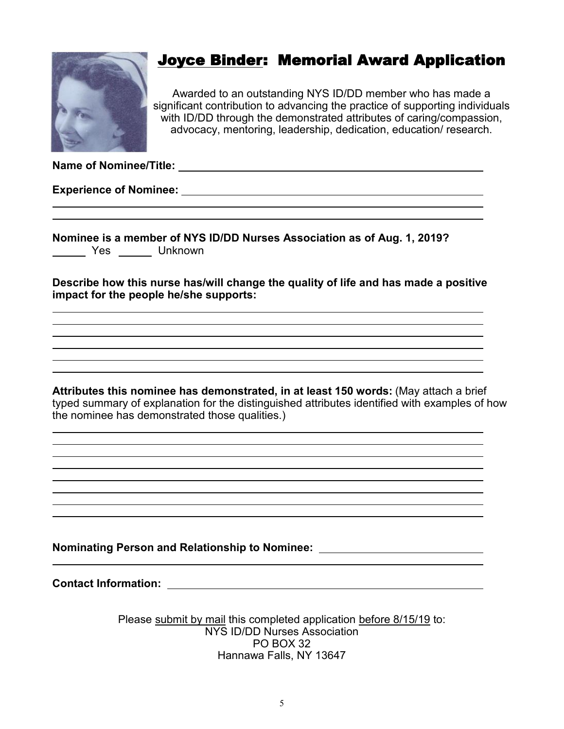# Joyce Binder: Memorial Award Application

Awarded to an outstanding NYS ID/DD member who has made a significant contribution to advancing the practice of supporting individuals with ID/DD through the demonstrated attributes of caring/compassion, advocacy, mentoring, leadership, dedication, education/ research.

**Name of Nominee/Title:** ____________________________________________

**Experience of Nominee:** ____________________________________________

________________________________________________________________

________________________________________________________________

**Nominee is a member of NYS ID/DD Nurses Association as of Aug. 1, 2019?**

______ Yes ______ Unknown

**Describe how this nurse has/will change the quality of life and has made a positive impact for the people he/she supports:**

________________________________________________________________

________________________________________________________________

________________________________________________________________

________________________________________________________________

________________________________________________________________

________________________________________________________________

**Attributes this nominee has demonstrated, in at least 150 words:** (May attach a brief typed summary of explanation for the distinguished attributes identified with examples of how the nominee has demonstrated those qualities.)

________________________________________________________________

________________________________________________________________

________________________________________________________________

________________________________________________________________

________________________________________________________________

________________________________________________________________

________________________________________________________________

________________________________________________________________

**Nominating Person and Relationship to Nominee:** ________________________

________________________________________________________________

**Contact Information:** ______________________________________________

Please submit by mail this completed application before 8/15/19 to:

NYS ID/DD Nurses Association
PO BOX 32
Hannawa Falls, NY 13647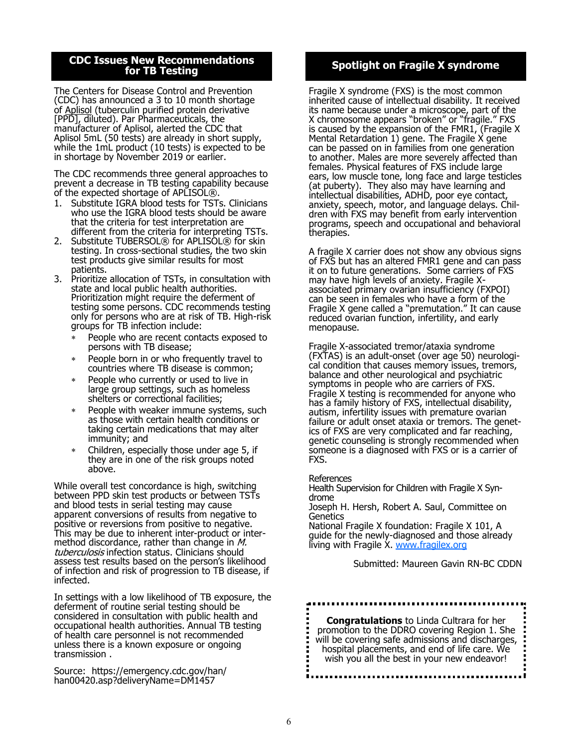## CDC Issues New Recommendations for TB Testing

The Centers for Disease Control and Prevention (CDC) has announced a 3 to 10 month shortage of Aplisol (tuberculin purified protein derivative [PPD], diluted). Par Pharmaceuticals, the manufacturer of Aplisol, alerted the CDC that Aplisol 5mL (50 tests) are already in short supply, while the 1mL product (10 tests) is expected to be in shortage by November 2019 or earlier.

The CDC recommends three general approaches to prevent a decrease in TB testing capability because of the expected shortage of APLISOL®.

1. Substitute IGRA blood tests for TSTs. Clinicians who use the IGRA blood tests should be aware that the criteria for test interpretation are different from the criteria for interpreting TSTs.
2. Substitute TUBERSOL® for APLISOL® for skin testing. In cross-sectional studies, the two skin test products give similar results for most patients.
3. Prioritize allocation of TSTs, in consultation with state and local public health authorities. Prioritization might require the deferment of testing some persons. CDC recommends testing only for persons who are at risk of TB. High-risk groups for TB infection include:
   - People who are recent contacts exposed to persons with TB disease;
   - People born in or who frequently travel to countries where TB disease is common;
   - People who currently or used to live in large group settings, such as homeless shelters or correctional facilities;
   - People with weaker immune systems, such as those with certain health conditions or taking certain medications that may alter immunity; and
   - Children, especially those under age 5, if they are in one of the risk groups noted above.

While overall test concordance is high, switching between PPD skin test products or between TSTs and blood tests in serial testing may cause apparent conversions of results from negative to positive or reversions from positive to negative. This may be due to inherent inter-product or inter-method discordance, rather than change in *M. tuberculosis* infection status. Clinicians should assess test results based on the person's likelihood of infection and risk of progression to TB disease, if infected.

In settings with a low likelihood of TB exposure, the deferment of routine serial testing should be considered in consultation with public health and occupational health authorities. Annual TB testing of health care personnel is not recommended unless there is a known exposure or ongoing transmission .

Source: https://emergency.cdc.gov/han/han00420.asp?deliveryName=DM1457

## Spotlight on Fragile X syndrome

Fragile X syndrome (FXS) is the most common inherited cause of intellectual disability. It received its name because under a microscope, part of the X chromosome appears "broken" or "fragile." FXS is caused by the expansion of the FMR1, (Fragile X Mental Retardation 1) gene. The Fragile X gene can be passed on in families from one generation to another. Males are more severely affected than females. Physical features of FXS include large ears, low muscle tone, long face and large testicles (at puberty). They also may have learning and intellectual disabilities, ADHD, poor eye contact, anxiety, speech, motor, and language delays. Children with FXS may benefit from early intervention programs, speech and occupational and behavioral therapies.

A fragile X carrier does not show any obvious signs of FXS but has an altered FMR1 gene and can pass it on to future generations. Some carriers of FXS may have high levels of anxiety. Fragile X-associated primary ovarian insufficiency (FXPOI) can be seen in females who have a form of the Fragile X gene called a "premutation." It can cause reduced ovarian function, infertility, and early menopause.

Fragile X-associated tremor/ataxia syndrome (FXTAS) is an adult-onset (over age 50) neurological condition that causes memory issues, tremors, balance and other neurological and psychiatric symptoms in people who are carriers of FXS. Fragile X testing is recommended for anyone who has a family history of FXS, intellectual disability, autism, infertility issues with premature ovarian failure or adult onset ataxia or tremors. The genetics of FXS are very complicated and far reaching, genetic counseling is strongly recommended when someone is a diagnosed with FXS or is a carrier of FXS.

References

Health Supervision for Children with Fragile X Syndrome

Joseph H. Hersh, Robert A. Saul, Committee on Genetics

National Fragile X foundation: Fragile X 101, A guide for the newly-diagnosed and those already living with Fragile X. www.fragilex.org

Submitted: Maureen Gavin RN-BC CDDN

**Congratulations** to Linda Cultrara for her promotion to the DDRO covering Region 1. She will be covering safe admissions and discharges, hospital placements, and end of life care. We wish you all the best in your new endeavor!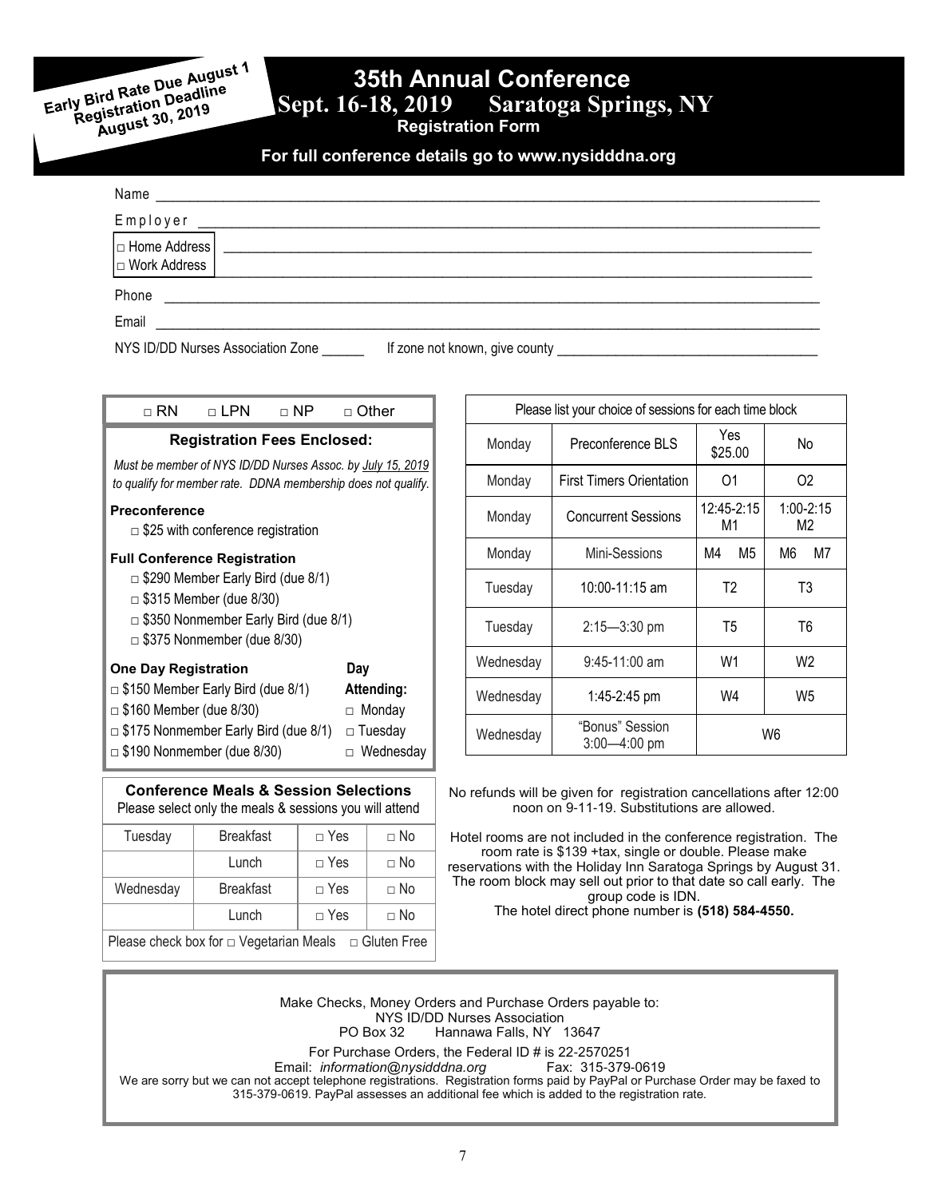Early Bird Rate Due August 1
Registration Deadline August 30, 2019

# 35th Annual Conference

## Sept. 16-18, 2019 Saratoga Springs, NY

### Registration Form

**For full conference details go to www.nysidddna.org**

Name ________________________________________________

Employer ________________________________________________

□ Home Address
□ Work Address ________________________________________________

Phone ________________________________________________

Email ________________________________________________

NYS ID/DD Nurses Association Zone ______ If zone not known, give county ____________________

□ RN □ LPN □ NP □ Other

**Registration Fees Enclosed:**

*Must be member of NYS ID/DD Nurses Assoc. by July 15, 2019 to qualify for member rate. DDNA membership does not qualify.*

**Preconference**

□ $25 with conference registration

**Full Conference Registration**

□ $290 Member Early Bird (due 8/1)
□ $315 Member (due 8/30)
□ $350 Nonmember Early Bird (due 8/1)
□ $375 Nonmember (due 8/30)

**One Day Registration**

□ $150 Member Early Bird (due 8/1)
□ $160 Member (due 8/30)
□ $175 Nonmember Early Bird (due 8/1)
□ $190 Nonmember (due 8/30)

**Day Attending:**
□ Monday
□ Tuesday
□ Wednesday

**Conference Meals & Session Selections**
Please select only the meals & sessions you will attend

| | | | |
|---|---|---|---|
| Tuesday | Breakfast | □ Yes | □ No |
| | Lunch | □ Yes | □ No |
| Wednesday | Breakfast | □ Yes | □ No |
| | Lunch | □ Yes | □ No |

Please check box for □ Vegetarian Meals □ Gluten Free

| Please list your choice of sessions for each time block | | | |
|---|---|---|---|
| Monday | Preconference BLS | Yes $25.00 | No |
| Monday | First Timers Orientation | O1 | O2 |
| Monday | Concurrent Sessions | 12:45-2:15 M1 | 1:00-2:15 M2 |
| Monday | Mini-Sessions | M4 M5 | M6 M7 |
| Tuesday | 10:00-11:15 am | T2 | T3 |
| Tuesday | 2:15—3:30 pm | T5 | T6 |
| Wednesday | 9:45-11:00 am | W1 | W2 |
| Wednesday | 1:45-2:45 pm | W4 | W5 |
| Wednesday | "Bonus" Session 3:00—4:00 pm | W6 | |

No refunds will be given for registration cancellations after 12:00 noon on 9-11-19. Substitutions are allowed.

Hotel rooms are not included in the conference registration. The room rate is $139 +tax, single or double. Please make reservations with the Holiday Inn Saratoga Springs by August 31. The room block may sell out prior to that date so call early. The group code is IDN.
The hotel direct phone number is **(518) 584-4550.**

Make Checks, Money Orders and Purchase Orders payable to:
NYS ID/DD Nurses Association
PO Box 32 Hannawa Falls, NY 13647

For Purchase Orders, the Federal ID # is 22-2570251
Email: *information@nysidddna.org* Fax: 315-379-0619
We are sorry but we can not accept telephone registrations. Registration forms paid by PayPal or Purchase Order may be faxed to 315-379-0619. PayPal assesses an additional fee which is added to the registration rate.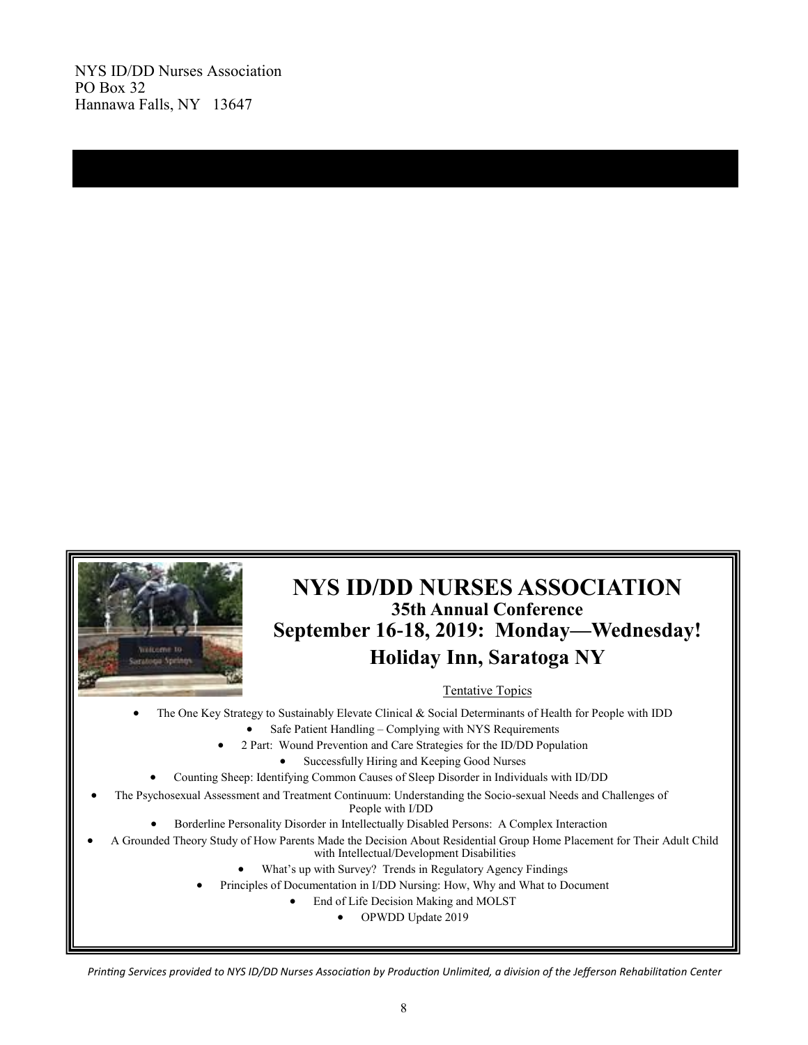NYS ID/DD Nurses Association
PO Box 32
Hannawa Falls, NY 13647

# NYS ID/DD NURSES ASSOCIATION

## 35th Annual Conference

## September 16-18, 2019: Monday—Wednesday!

## Holiday Inn, Saratoga NY

Tentative Topics

- The One Key Strategy to Sustainably Elevate Clinical & Social Determinants of Health for People with IDD
- Safe Patient Handling – Complying with NYS Requirements
- 2 Part: Wound Prevention and Care Strategies for the ID/DD Population
- Successfully Hiring and Keeping Good Nurses
- Counting Sheep: Identifying Common Causes of Sleep Disorder in Individuals with ID/DD
- The Psychosexual Assessment and Treatment Continuum: Understanding the Socio-sexual Needs and Challenges of People with I/DD
- Borderline Personality Disorder in Intellectually Disabled Persons: A Complex Interaction
- A Grounded Theory Study of How Parents Made the Decision About Residential Group Home Placement for Their Adult Child with Intellectual/Development Disabilities
- What's up with Survey? Trends in Regulatory Agency Findings
- Principles of Documentation in I/DD Nursing: How, Why and What to Document
- End of Life Decision Making and MOLST
- OPWDD Update 2019

*Printing Services provided to NYS ID/DD Nurses Association by Production Unlimited, a division of the Jefferson Rehabilitation Center*